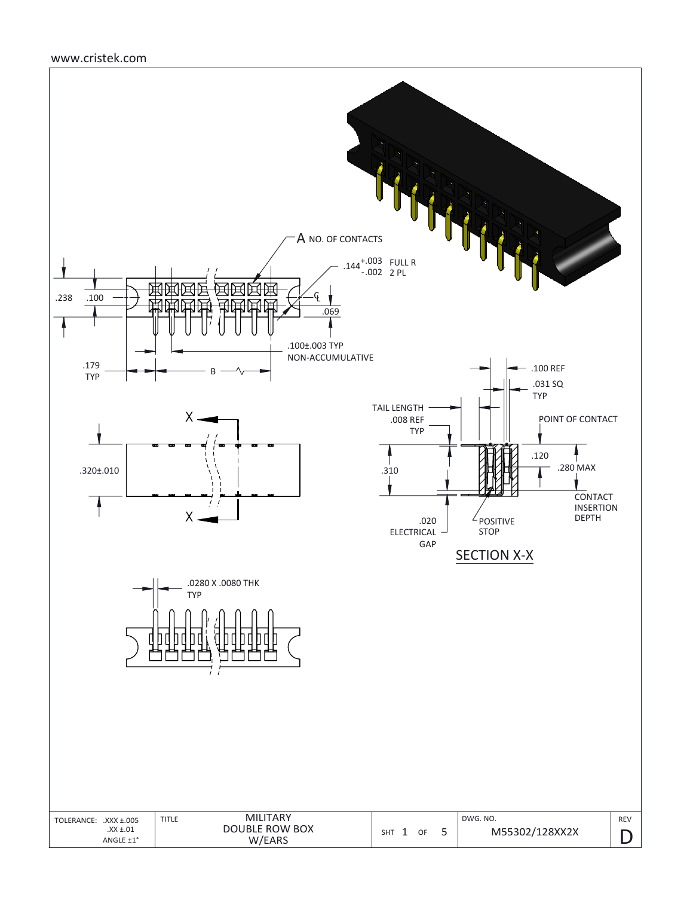www.cristek.com

A NO. OF CONTACTS

.144 +.003 / -.002 FULL R 2 PL

.238

.100

℄

.069

.100±.003 TYP NON-ACCUMULATIVE

.179 TYP

B

X

.320±.010

X

.100 REF

.031 SQ TYP

TAIL LENGTH

.008 REF TYP

POINT OF CONTACT

.120

.310

.280 MAX

CONTACT INSERTION DEPTH

.020 ELECTRICAL GAP

POSITIVE STOP

SECTION X-X

.0280 X .0080 THK TYP

| TOLERANCE: .XXX ±.005 .XX ±.01 ANGLE ±1° | TITLE: MILITARY DOUBLE ROW BOX W/EARS | SHT 1 OF 5 | DWG. NO. M55302/128XX2X | REV D |
|---|---|---|---|---|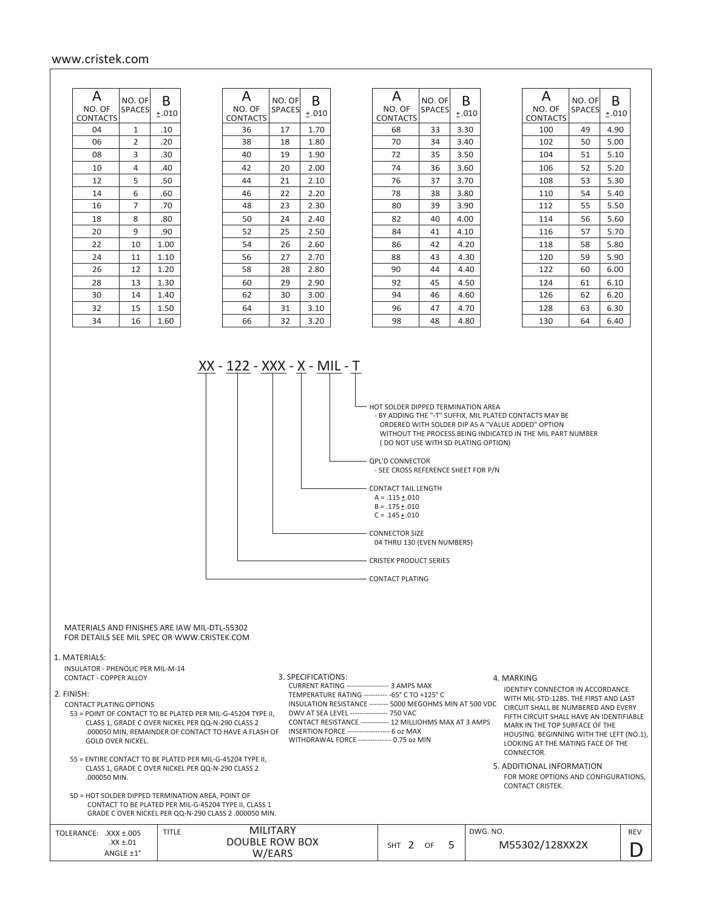www.cristek.com

| A NO. OF CONTACTS | NO. OF SPACES | B ±.010 |
|---|---|---|
| 04 | 1 | .10 |
| 06 | 2 | .20 |
| 08 | 3 | .30 |
| 10 | 4 | .40 |
| 12 | 5 | .50 |
| 14 | 6 | .60 |
| 16 | 7 | .70 |
| 18 | 8 | .80 |
| 20 | 9 | .90 |
| 22 | 10 | 1.00 |
| 24 | 11 | 1.10 |
| 26 | 12 | 1.20 |
| 28 | 13 | 1.30 |
| 30 | 14 | 1.40 |
| 32 | 15 | 1.50 |
| 34 | 16 | 1.60 |

| A NO. OF CONTACTS | NO. OF SPACES | B ±.010 |
|---|---|---|
| 36 | 17 | 1.70 |
| 38 | 18 | 1.80 |
| 40 | 19 | 1.90 |
| 42 | 20 | 2.00 |
| 44 | 21 | 2.10 |
| 46 | 22 | 2.20 |
| 48 | 23 | 2.30 |
| 50 | 24 | 2.40 |
| 52 | 25 | 2.50 |
| 54 | 26 | 2.60 |
| 56 | 27 | 2.70 |
| 58 | 28 | 2.80 |
| 60 | 29 | 2.90 |
| 62 | 30 | 3.00 |
| 64 | 31 | 3.10 |
| 66 | 32 | 3.20 |

| A NO. OF CONTACTS | NO. OF SPACES | B ±.010 |
|---|---|---|
| 68 | 33 | 3.30 |
| 70 | 34 | 3.40 |
| 72 | 35 | 3.50 |
| 74 | 36 | 3.60 |
| 76 | 37 | 3.70 |
| 78 | 38 | 3.80 |
| 80 | 39 | 3.90 |
| 82 | 40 | 4.00 |
| 84 | 41 | 4.10 |
| 86 | 42 | 4.20 |
| 88 | 43 | 4.30 |
| 90 | 44 | 4.40 |
| 92 | 45 | 4.50 |
| 94 | 46 | 4.60 |
| 96 | 47 | 4.70 |
| 98 | 48 | 4.80 |

| A NO. OF CONTACTS | NO. OF SPACES | B ±.010 |
|---|---|---|
| 100 | 49 | 4.90 |
| 102 | 50 | 5.00 |
| 104 | 51 | 5.10 |
| 106 | 52 | 5.20 |
| 108 | 53 | 5.30 |
| 110 | 54 | 5.40 |
| 112 | 55 | 5.50 |
| 114 | 56 | 5.60 |
| 116 | 57 | 5.70 |
| 118 | 58 | 5.80 |
| 120 | 59 | 5.90 |
| 122 | 60 | 6.00 |
| 124 | 61 | 6.10 |
| 126 | 62 | 6.20 |
| 128 | 63 | 6.30 |
| 130 | 64 | 6.40 |

**XX - 122 - XXX - X - MIL - T**

- T: HOT SOLDER DIPPED TERMINATION AREA
  - BY ADDING THE "-T" SUFFIX, MIL PLATED CONTACTS MAY BE ORDERED WITH SOLDER DIP AS A "VALUE ADDED" OPTION WITHOUT THE PROCESS BEING INDICATED IN THE MIL PART NUMBER ( DO NOT USE WITH SD PLATING OPTION)
- MIL: QPL'D CONNECTOR
  - SEE CROSS REFERENCE SHEET FOR P/N
- X: CONTACT TAIL LENGTH
  - A = .115 ±.010
  - B = .175 ±.010
  - C = .145 ±.010
- XXX: CONNECTOR SIZE
  - 04 THRU 130 (EVEN NUMBERS)
- 122: CRISTEK PRODUCT SERIES
- XX: CONTACT PLATING

MATERIALS AND FINISHES ARE IAW MIL-DTL-55302
FOR DETAILS SEE MIL SPEC OR WWW.CRISTEK.COM

1. MATERIALS:
   - INSULATOR - PHENOLIC PER MIL-M-14
   - CONTACT - COPPER ALLOY

2. FINISH:
   CONTACT PLATING OPTIONS
   - 53 = POINT OF CONTACT TO BE PLATED PER MIL-G-45204 TYPE II, CLASS 1, GRADE C OVER NICKEL PER QQ-N-290 CLASS 2 .000050 MIN, REMAINDER OF CONTACT TO HAVE A FLASH OF GOLD OVER NICKEL.
   - 55 = ENTIRE CONTACT TO BE PLATED PER MIL-G-45204 TYPE II, CLASS 1, GRADE C OVER NICKEL PER QQ-N-290 CLASS 2 .000050 MIN.
   - SD = HOT SOLDER DIPPED TERMINATION AREA, POINT OF CONTACT TO BE PLATED PER MIL-G-45204 TYPE II, CLASS 1 GRADE C OVER NICKEL PER QQ-N-290 CLASS 2 .000050 MIN.

3. SPECIFICATIONS:
   - CURRENT RATING ------------------ 3 AMPS MAX
   - TEMPERATURE RATING ---------- -65° C TO +125° C
   - INSULATION RESISTANCE -------- 5000 MEGOHMS MIN AT 500 VDC
   - DWV AT SEA LEVEL ---------------- 750 VAC
   - CONTACT RESISTANCE ------------ 12 MILLIOHMS MAX AT 3 AMPS
   - INSERTION FORCE ------------------ 6 oz MAX
   - WITHDRAWAL FORCE -------------- 0.75 oz MIN

4. MARKING
   IDENTIFY CONNECTOR IN ACCORDANCE WITH MIL-STD-1285. THE FIRST AND LAST CIRCUIT SHALL BE NUMBERED AND EVERY FIFTH CIRCUIT SHALL HAVE AN IDENTIFIABLE MARK IN THE TOP SURFACE OF THE HOUSING. BEGINNING WITH THE LEFT (NO.1), LOOKING AT THE MATING FACE OF THE CONNECTOR.

5. ADDITIONAL INFORMATION
   FOR MORE OPTIONS AND CONFIGURATIONS, CONTACT CRISTEK.

| TOLERANCE: .XXX ±.005 .XX ±.01 ANGLE ±1° | TITLE: MILITARY DOUBLE ROW BOX W/EARS | SHT 2 OF 5 | DWG. NO. M55302/128XX2X | REV D |
|---|---|---|---|---|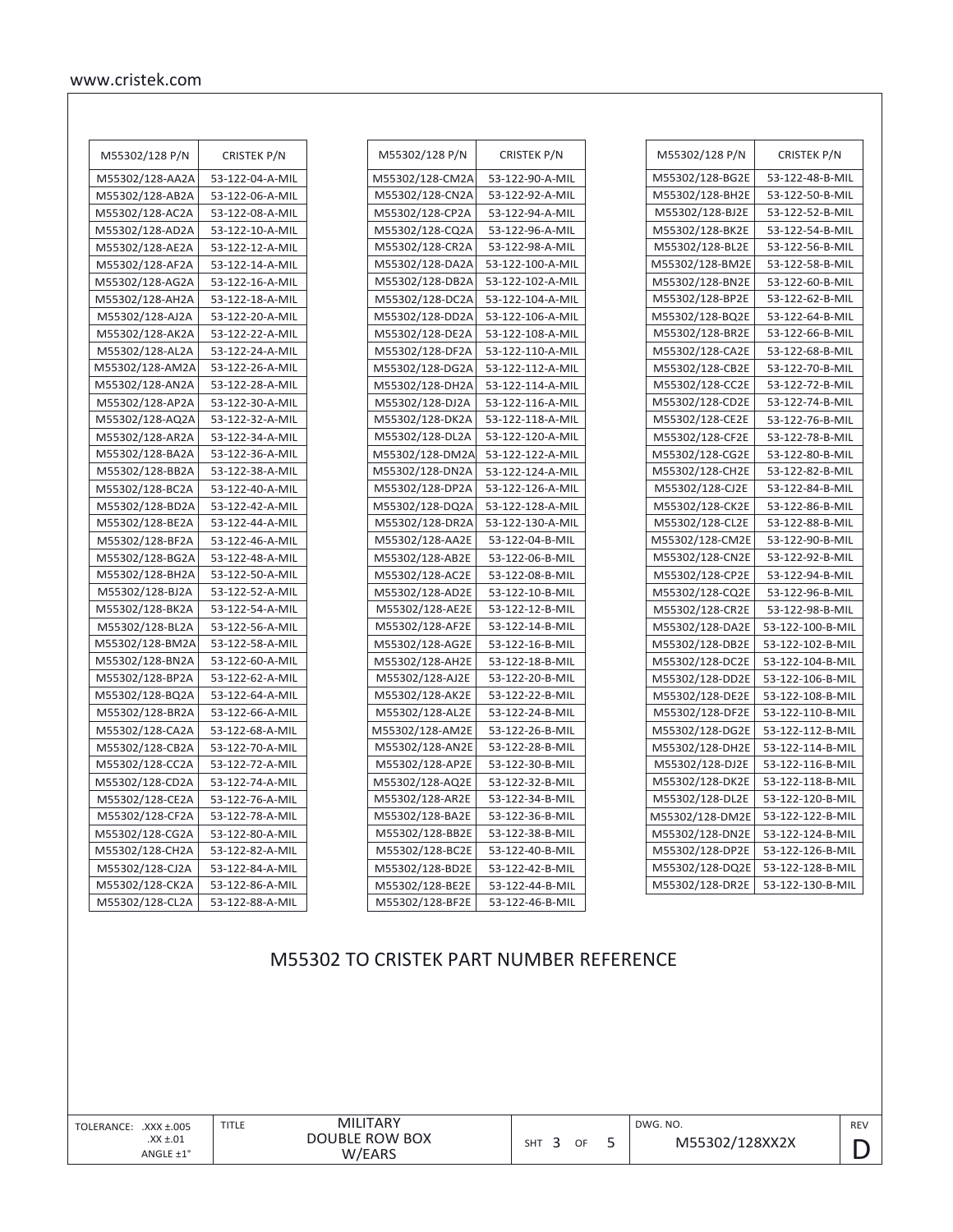| M55302/128 P/N | CRISTEK P/N |
|---|---|
| M55302/128-AA2A | 53-122-04-A-MIL |
| M55302/128-AB2A | 53-122-06-A-MIL |
| M55302/128-AC2A | 53-122-08-A-MIL |
| M55302/128-AD2A | 53-122-10-A-MIL |
| M55302/128-AE2A | 53-122-12-A-MIL |
| M55302/128-AF2A | 53-122-14-A-MIL |
| M55302/128-AG2A | 53-122-16-A-MIL |
| M55302/128-AH2A | 53-122-18-A-MIL |
| M55302/128-AJ2A | 53-122-20-A-MIL |
| M55302/128-AK2A | 53-122-22-A-MIL |
| M55302/128-AL2A | 53-122-24-A-MIL |
| M55302/128-AM2A | 53-122-26-A-MIL |
| M55302/128-AN2A | 53-122-28-A-MIL |
| M55302/128-AP2A | 53-122-30-A-MIL |
| M55302/128-AQ2A | 53-122-32-A-MIL |
| M55302/128-AR2A | 53-122-34-A-MIL |
| M55302/128-BA2A | 53-122-36-A-MIL |
| M55302/128-BB2A | 53-122-38-A-MIL |
| M55302/128-BC2A | 53-122-40-A-MIL |
| M55302/128-BD2A | 53-122-42-A-MIL |
| M55302/128-BE2A | 53-122-44-A-MIL |
| M55302/128-BF2A | 53-122-46-A-MIL |
| M55302/128-BG2A | 53-122-48-A-MIL |
| M55302/128-BH2A | 53-122-50-A-MIL |
| M55302/128-BJ2A | 53-122-52-A-MIL |
| M55302/128-BK2A | 53-122-54-A-MIL |
| M55302/128-BL2A | 53-122-56-A-MIL |
| M55302/128-BM2A | 53-122-58-A-MIL |
| M55302/128-BN2A | 53-122-60-A-MIL |
| M55302/128-BP2A | 53-122-62-A-MIL |
| M55302/128-BQ2A | 53-122-64-A-MIL |
| M55302/128-BR2A | 53-122-66-A-MIL |
| M55302/128-CA2A | 53-122-68-A-MIL |
| M55302/128-CB2A | 53-122-70-A-MIL |
| M55302/128-CC2A | 53-122-72-A-MIL |
| M55302/128-CD2A | 53-122-74-A-MIL |
| M55302/128-CE2A | 53-122-76-A-MIL |
| M55302/128-CF2A | 53-122-78-A-MIL |
| M55302/128-CG2A | 53-122-80-A-MIL |
| M55302/128-CH2A | 53-122-82-A-MIL |
| M55302/128-CJ2A | 53-122-84-A-MIL |
| M55302/128-CK2A | 53-122-86-A-MIL |
| M55302/128-CL2A | 53-122-88-A-MIL |
| M55302/128-CM2A | 53-122-90-A-MIL |
| M55302/128-CN2A | 53-122-92-A-MIL |
| M55302/128-CP2A | 53-122-94-A-MIL |
| M55302/128-CQ2A | 53-122-96-A-MIL |
| M55302/128-CR2A | 53-122-98-A-MIL |
| M55302/128-DA2A | 53-122-100-A-MIL |
| M55302/128-DB2A | 53-122-102-A-MIL |
| M55302/128-DC2A | 53-122-104-A-MIL |
| M55302/128-DD2A | 53-122-106-A-MIL |
| M55302/128-DE2A | 53-122-108-A-MIL |
| M55302/128-DF2A | 53-122-110-A-MIL |
| M55302/128-DG2A | 53-122-112-A-MIL |
| M55302/128-DH2A | 53-122-114-A-MIL |
| M55302/128-DJ2A | 53-122-116-A-MIL |
| M55302/128-DK2A | 53-122-118-A-MIL |
| M55302/128-DL2A | 53-122-120-A-MIL |
| M55302/128-DM2A | 53-122-122-A-MIL |
| M55302/128-DN2A | 53-122-124-A-MIL |
| M55302/128-DP2A | 53-122-126-A-MIL |
| M55302/128-DQ2A | 53-122-128-A-MIL |
| M55302/128-DR2A | 53-122-130-A-MIL |
| M55302/128-AA2E | 53-122-04-B-MIL |
| M55302/128-AB2E | 53-122-06-B-MIL |
| M55302/128-AC2E | 53-122-08-B-MIL |
| M55302/128-AD2E | 53-122-10-B-MIL |
| M55302/128-AE2E | 53-122-12-B-MIL |
| M55302/128-AF2E | 53-122-14-B-MIL |
| M55302/128-AG2E | 53-122-16-B-MIL |
| M55302/128-AH2E | 53-122-18-B-MIL |
| M55302/128-AJ2E | 53-122-20-B-MIL |
| M55302/128-AK2E | 53-122-22-B-MIL |
| M55302/128-AL2E | 53-122-24-B-MIL |
| M55302/128-AM2E | 53-122-26-B-MIL |
| M55302/128-AN2E | 53-122-28-B-MIL |
| M55302/128-AP2E | 53-122-30-B-MIL |
| M55302/128-AQ2E | 53-122-32-B-MIL |
| M55302/128-AR2E | 53-122-34-B-MIL |
| M55302/128-BA2E | 53-122-36-B-MIL |
| M55302/128-BB2E | 53-122-38-B-MIL |
| M55302/128-BC2E | 53-122-40-B-MIL |
| M55302/128-BD2E | 53-122-42-B-MIL |
| M55302/128-BE2E | 53-122-44-B-MIL |
| M55302/128-BF2E | 53-122-46-B-MIL |
| M55302/128-BG2E | 53-122-48-B-MIL |
| M55302/128-BH2E | 53-122-50-B-MIL |
| M55302/128-BJ2E | 53-122-52-B-MIL |
| M55302/128-BK2E | 53-122-54-B-MIL |
| M55302/128-BL2E | 53-122-56-B-MIL |
| M55302/128-BM2E | 53-122-58-B-MIL |
| M55302/128-BN2E | 53-122-60-B-MIL |
| M55302/128-BP2E | 53-122-62-B-MIL |
| M55302/128-BQ2E | 53-122-64-B-MIL |
| M55302/128-BR2E | 53-122-66-B-MIL |
| M55302/128-CA2E | 53-122-68-B-MIL |
| M55302/128-CB2E | 53-122-70-B-MIL |
| M55302/128-CC2E | 53-122-72-B-MIL |
| M55302/128-CD2E | 53-122-74-B-MIL |
| M55302/128-CE2E | 53-122-76-B-MIL |
| M55302/128-CF2E | 53-122-78-B-MIL |
| M55302/128-CG2E | 53-122-80-B-MIL |
| M55302/128-CH2E | 53-122-82-B-MIL |
| M55302/128-CJ2E | 53-122-84-B-MIL |
| M55302/128-CK2E | 53-122-86-B-MIL |
| M55302/128-CL2E | 53-122-88-B-MIL |
| M55302/128-CM2E | 53-122-90-B-MIL |
| M55302/128-CN2E | 53-122-92-B-MIL |
| M55302/128-CP2E | 53-122-94-B-MIL |
| M55302/128-CQ2E | 53-122-96-B-MIL |
| M55302/128-CR2E | 53-122-98-B-MIL |
| M55302/128-DA2E | 53-122-100-B-MIL |
| M55302/128-DB2E | 53-122-102-B-MIL |
| M55302/128-DC2E | 53-122-104-B-MIL |
| M55302/128-DD2E | 53-122-106-B-MIL |
| M55302/128-DE2E | 53-122-108-B-MIL |
| M55302/128-DF2E | 53-122-110-B-MIL |
| M55302/128-DG2E | 53-122-112-B-MIL |
| M55302/128-DH2E | 53-122-114-B-MIL |
| M55302/128-DJ2E | 53-122-116-B-MIL |
| M55302/128-DK2E | 53-122-118-B-MIL |
| M55302/128-DL2E | 53-122-120-B-MIL |
| M55302/128-DM2E | 53-122-122-B-MIL |
| M55302/128-DN2E | 53-122-124-B-MIL |
| M55302/128-DP2E | 53-122-126-B-MIL |
| M55302/128-DQ2E | 53-122-128-B-MIL |
| M55302/128-DR2E | 53-122-130-B-MIL |

## M55302 TO CRISTEK PART NUMBER REFERENCE

| TOLERANCE: .XXX ±.005 .XX ±.01 ANGLE ±1° | TITLE MILITARY DOUBLE ROW BOX W/EARS | SHT 3 OF 5 | DWG. NO. M55302/128XX2X | REV D |
|---|---|---|---|---|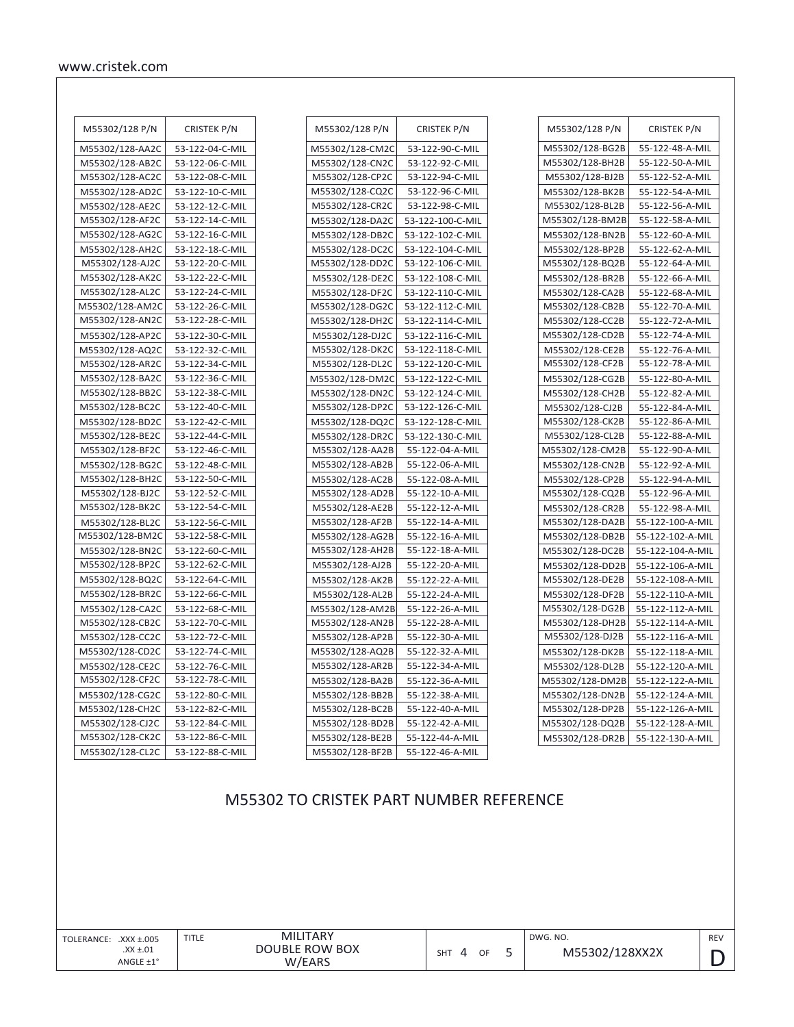| M55302/128 P/N | CRISTEK P/N |
|---|---|
| M55302/128-AA2C | 53-122-04-C-MIL |
| M55302/128-AB2C | 53-122-06-C-MIL |
| M55302/128-AC2C | 53-122-08-C-MIL |
| M55302/128-AD2C | 53-122-10-C-MIL |
| M55302/128-AE2C | 53-122-12-C-MIL |
| M55302/128-AF2C | 53-122-14-C-MIL |
| M55302/128-AG2C | 53-122-16-C-MIL |
| M55302/128-AH2C | 53-122-18-C-MIL |
| M55302/128-AJ2C | 53-122-20-C-MIL |
| M55302/128-AK2C | 53-122-22-C-MIL |
| M55302/128-AL2C | 53-122-24-C-MIL |
| M55302/128-AM2C | 53-122-26-C-MIL |
| M55302/128-AN2C | 53-122-28-C-MIL |
| M55302/128-AP2C | 53-122-30-C-MIL |
| M55302/128-AQ2C | 53-122-32-C-MIL |
| M55302/128-AR2C | 53-122-34-C-MIL |
| M55302/128-BA2C | 53-122-36-C-MIL |
| M55302/128-BB2C | 53-122-38-C-MIL |
| M55302/128-BC2C | 53-122-40-C-MIL |
| M55302/128-BD2C | 53-122-42-C-MIL |
| M55302/128-BE2C | 53-122-44-C-MIL |
| M55302/128-BF2C | 53-122-46-C-MIL |
| M55302/128-BG2C | 53-122-48-C-MIL |
| M55302/128-BH2C | 53-122-50-C-MIL |
| M55302/128-BJ2C | 53-122-52-C-MIL |
| M55302/128-BK2C | 53-122-54-C-MIL |
| M55302/128-BL2C | 53-122-56-C-MIL |
| M55302/128-BM2C | 53-122-58-C-MIL |
| M55302/128-BN2C | 53-122-60-C-MIL |
| M55302/128-BP2C | 53-122-62-C-MIL |
| M55302/128-BQ2C | 53-122-64-C-MIL |
| M55302/128-BR2C | 53-122-66-C-MIL |
| M55302/128-CA2C | 53-122-68-C-MIL |
| M55302/128-CB2C | 53-122-70-C-MIL |
| M55302/128-CC2C | 53-122-72-C-MIL |
| M55302/128-CD2C | 53-122-74-C-MIL |
| M55302/128-CE2C | 53-122-76-C-MIL |
| M55302/128-CF2C | 53-122-78-C-MIL |
| M55302/128-CG2C | 53-122-80-C-MIL |
| M55302/128-CH2C | 53-122-82-C-MIL |
| M55302/128-CJ2C | 53-122-84-C-MIL |
| M55302/128-CK2C | 53-122-86-C-MIL |
| M55302/128-CL2C | 53-122-88-C-MIL |
| M55302/128-CM2C | 53-122-90-C-MIL |
| M55302/128-CN2C | 53-122-92-C-MIL |
| M55302/128-CP2C | 53-122-94-C-MIL |
| M55302/128-CQ2C | 53-122-96-C-MIL |
| M55302/128-CR2C | 53-122-98-C-MIL |
| M55302/128-DA2C | 53-122-100-C-MIL |
| M55302/128-DB2C | 53-122-102-C-MIL |
| M55302/128-DC2C | 53-122-104-C-MIL |
| M55302/128-DD2C | 53-122-106-C-MIL |
| M55302/128-DE2C | 53-122-108-C-MIL |
| M55302/128-DF2C | 53-122-110-C-MIL |
| M55302/128-DG2C | 53-122-112-C-MIL |
| M55302/128-DH2C | 53-122-114-C-MIL |
| M55302/128-DJ2C | 53-122-116-C-MIL |
| M55302/128-DK2C | 53-122-118-C-MIL |
| M55302/128-DL2C | 53-122-120-C-MIL |
| M55302/128-DM2C | 53-122-122-C-MIL |
| M55302/128-DN2C | 53-122-124-C-MIL |
| M55302/128-DP2C | 53-122-126-C-MIL |
| M55302/128-DQ2C | 53-122-128-C-MIL |
| M55302/128-DR2C | 53-122-130-C-MIL |
| M55302/128-AA2B | 55-122-04-A-MIL |
| M55302/128-AB2B | 55-122-06-A-MIL |
| M55302/128-AC2B | 55-122-08-A-MIL |
| M55302/128-AD2B | 55-122-10-A-MIL |
| M55302/128-AE2B | 55-122-12-A-MIL |
| M55302/128-AF2B | 55-122-14-A-MIL |
| M55302/128-AG2B | 55-122-16-A-MIL |
| M55302/128-AH2B | 55-122-18-A-MIL |
| M55302/128-AJ2B | 55-122-20-A-MIL |
| M55302/128-AK2B | 55-122-22-A-MIL |
| M55302/128-AL2B | 55-122-24-A-MIL |
| M55302/128-AM2B | 55-122-26-A-MIL |
| M55302/128-AN2B | 55-122-28-A-MIL |
| M55302/128-AP2B | 55-122-30-A-MIL |
| M55302/128-AQ2B | 55-122-32-A-MIL |
| M55302/128-AR2B | 55-122-34-A-MIL |
| M55302/128-BA2B | 55-122-36-A-MIL |
| M55302/128-BB2B | 55-122-38-A-MIL |
| M55302/128-BC2B | 55-122-40-A-MIL |
| M55302/128-BD2B | 55-122-42-A-MIL |
| M55302/128-BE2B | 55-122-44-A-MIL |
| M55302/128-BF2B | 55-122-46-A-MIL |
| M55302/128-BG2B | 55-122-48-A-MIL |
| M55302/128-BH2B | 55-122-50-A-MIL |
| M55302/128-BJ2B | 55-122-52-A-MIL |
| M55302/128-BK2B | 55-122-54-A-MIL |
| M55302/128-BL2B | 55-122-56-A-MIL |
| M55302/128-BM2B | 55-122-58-A-MIL |
| M55302/128-BN2B | 55-122-60-A-MIL |
| M55302/128-BP2B | 55-122-62-A-MIL |
| M55302/128-BQ2B | 55-122-64-A-MIL |
| M55302/128-BR2B | 55-122-66-A-MIL |
| M55302/128-CA2B | 55-122-68-A-MIL |
| M55302/128-CB2B | 55-122-70-A-MIL |
| M55302/128-CC2B | 55-122-72-A-MIL |
| M55302/128-CD2B | 55-122-74-A-MIL |
| M55302/128-CE2B | 55-122-76-A-MIL |
| M55302/128-CF2B | 55-122-78-A-MIL |
| M55302/128-CG2B | 55-122-80-A-MIL |
| M55302/128-CH2B | 55-122-82-A-MIL |
| M55302/128-CJ2B | 55-122-84-A-MIL |
| M55302/128-CK2B | 55-122-86-A-MIL |
| M55302/128-CL2B | 55-122-88-A-MIL |
| M55302/128-CM2B | 55-122-90-A-MIL |
| M55302/128-CN2B | 55-122-92-A-MIL |
| M55302/128-CP2B | 55-122-94-A-MIL |
| M55302/128-CQ2B | 55-122-96-A-MIL |
| M55302/128-CR2B | 55-122-98-A-MIL |
| M55302/128-DA2B | 55-122-100-A-MIL |
| M55302/128-DB2B | 55-122-102-A-MIL |
| M55302/128-DC2B | 55-122-104-A-MIL |
| M55302/128-DD2B | 55-122-106-A-MIL |
| M55302/128-DE2B | 55-122-108-A-MIL |
| M55302/128-DF2B | 55-122-110-A-MIL |
| M55302/128-DG2B | 55-122-112-A-MIL |
| M55302/128-DH2B | 55-122-114-A-MIL |
| M55302/128-DJ2B | 55-122-116-A-MIL |
| M55302/128-DK2B | 55-122-118-A-MIL |
| M55302/128-DL2B | 55-122-120-A-MIL |
| M55302/128-DM2B | 55-122-122-A-MIL |
| M55302/128-DN2B | 55-122-124-A-MIL |
| M55302/128-DP2B | 55-122-126-A-MIL |
| M55302/128-DQ2B | 55-122-128-A-MIL |
| M55302/128-DR2B | 55-122-130-A-MIL |

## M55302 TO CRISTEK PART NUMBER REFERENCE

| TOLERANCE: .XXX ±.005 .XX ±.01 ANGLE ±1° | TITLE: MILITARY DOUBLE ROW BOX W/EARS | SHT 4 OF 5 | DWG. NO. M55302/128XX2X | REV D |
|---|---|---|---|---|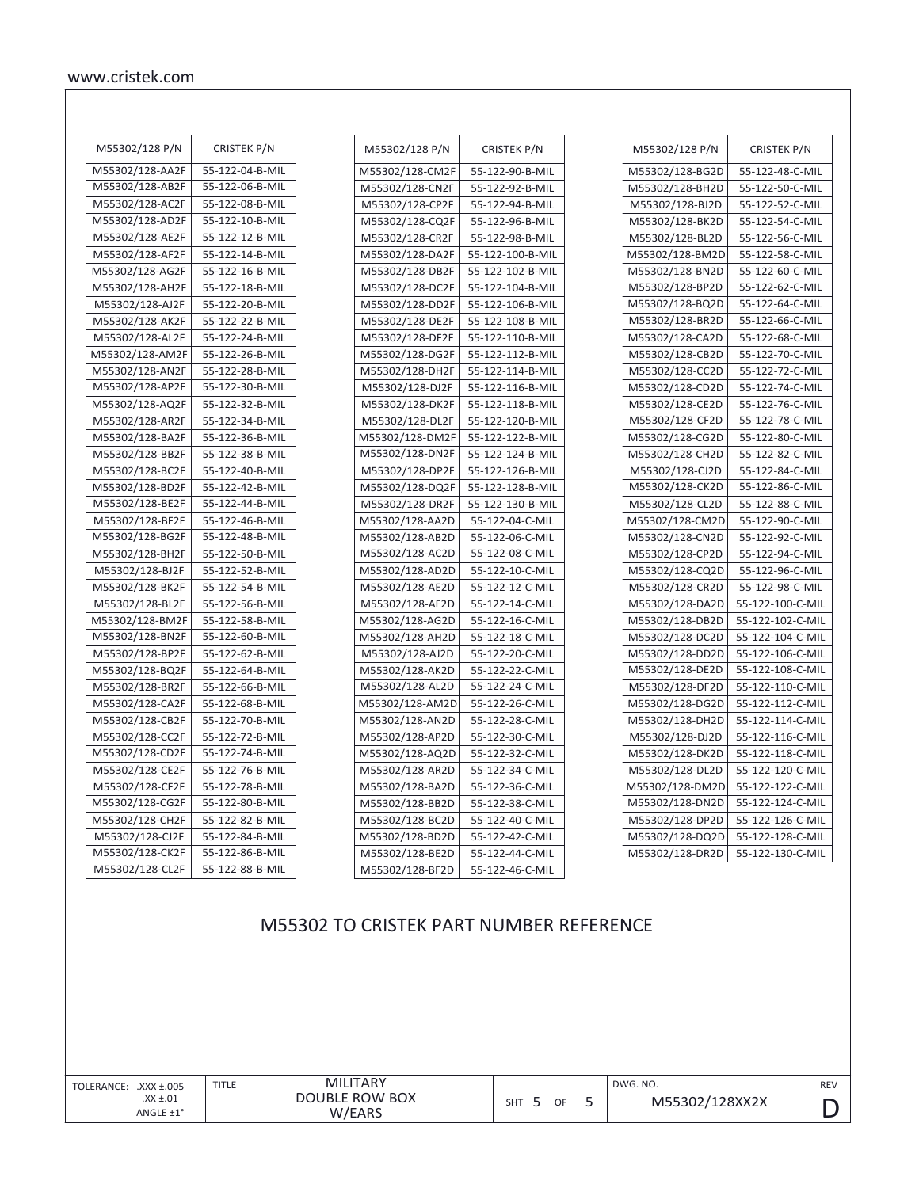| M55302/128 P/N | CRISTEK P/N |
|---|---|
| M55302/128-AA2F | 55-122-04-B-MIL |
| M55302/128-AB2F | 55-122-06-B-MIL |
| M55302/128-AC2F | 55-122-08-B-MIL |
| M55302/128-AD2F | 55-122-10-B-MIL |
| M55302/128-AE2F | 55-122-12-B-MIL |
| M55302/128-AF2F | 55-122-14-B-MIL |
| M55302/128-AG2F | 55-122-16-B-MIL |
| M55302/128-AH2F | 55-122-18-B-MIL |
| M55302/128-AJ2F | 55-122-20-B-MIL |
| M55302/128-AK2F | 55-122-22-B-MIL |
| M55302/128-AL2F | 55-122-24-B-MIL |
| M55302/128-AM2F | 55-122-26-B-MIL |
| M55302/128-AN2F | 55-122-28-B-MIL |
| M55302/128-AP2F | 55-122-30-B-MIL |
| M55302/128-AQ2F | 55-122-32-B-MIL |
| M55302/128-AR2F | 55-122-34-B-MIL |
| M55302/128-BA2F | 55-122-36-B-MIL |
| M55302/128-BB2F | 55-122-38-B-MIL |
| M55302/128-BC2F | 55-122-40-B-MIL |
| M55302/128-BD2F | 55-122-42-B-MIL |
| M55302/128-BE2F | 55-122-44-B-MIL |
| M55302/128-BF2F | 55-122-46-B-MIL |
| M55302/128-BG2F | 55-122-48-B-MIL |
| M55302/128-BH2F | 55-122-50-B-MIL |
| M55302/128-BJ2F | 55-122-52-B-MIL |
| M55302/128-BK2F | 55-122-54-B-MIL |
| M55302/128-BL2F | 55-122-56-B-MIL |
| M55302/128-BM2F | 55-122-58-B-MIL |
| M55302/128-BN2F | 55-122-60-B-MIL |
| M55302/128-BP2F | 55-122-62-B-MIL |
| M55302/128-BQ2F | 55-122-64-B-MIL |
| M55302/128-BR2F | 55-122-66-B-MIL |
| M55302/128-CA2F | 55-122-68-B-MIL |
| M55302/128-CB2F | 55-122-70-B-MIL |
| M55302/128-CC2F | 55-122-72-B-MIL |
| M55302/128-CD2F | 55-122-74-B-MIL |
| M55302/128-CE2F | 55-122-76-B-MIL |
| M55302/128-CF2F | 55-122-78-B-MIL |
| M55302/128-CG2F | 55-122-80-B-MIL |
| M55302/128-CH2F | 55-122-82-B-MIL |
| M55302/128-CJ2F | 55-122-84-B-MIL |
| M55302/128-CK2F | 55-122-86-B-MIL |
| M55302/128-CL2F | 55-122-88-B-MIL |

| M55302/128 P/N | CRISTEK P/N |
|---|---|
| M55302/128-CM2F | 55-122-90-B-MIL |
| M55302/128-CN2F | 55-122-92-B-MIL |
| M55302/128-CP2F | 55-122-94-B-MIL |
| M55302/128-CQ2F | 55-122-96-B-MIL |
| M55302/128-CR2F | 55-122-98-B-MIL |
| M55302/128-DA2F | 55-122-100-B-MIL |
| M55302/128-DB2F | 55-122-102-B-MIL |
| M55302/128-DC2F | 55-122-104-B-MIL |
| M55302/128-DD2F | 55-122-106-B-MIL |
| M55302/128-DE2F | 55-122-108-B-MIL |
| M55302/128-DF2F | 55-122-110-B-MIL |
| M55302/128-DG2F | 55-122-112-B-MIL |
| M55302/128-DH2F | 55-122-114-B-MIL |
| M55302/128-DJ2F | 55-122-116-B-MIL |
| M55302/128-DK2F | 55-122-118-B-MIL |
| M55302/128-DL2F | 55-122-120-B-MIL |
| M55302/128-DM2F | 55-122-122-B-MIL |
| M55302/128-DN2F | 55-122-124-B-MIL |
| M55302/128-DP2F | 55-122-126-B-MIL |
| M55302/128-DQ2F | 55-122-128-B-MIL |
| M55302/128-DR2F | 55-122-130-B-MIL |
| M55302/128-AA2D | 55-122-04-C-MIL |
| M55302/128-AB2D | 55-122-06-C-MIL |
| M55302/128-AC2D | 55-122-08-C-MIL |
| M55302/128-AD2D | 55-122-10-C-MIL |
| M55302/128-AE2D | 55-122-12-C-MIL |
| M55302/128-AF2D | 55-122-14-C-MIL |
| M55302/128-AG2D | 55-122-16-C-MIL |
| M55302/128-AH2D | 55-122-18-C-MIL |
| M55302/128-AJ2D | 55-122-20-C-MIL |
| M55302/128-AK2D | 55-122-22-C-MIL |
| M55302/128-AL2D | 55-122-24-C-MIL |
| M55302/128-AM2D | 55-122-26-C-MIL |
| M55302/128-AN2D | 55-122-28-C-MIL |
| M55302/128-AP2D | 55-122-30-C-MIL |
| M55302/128-AQ2D | 55-122-32-C-MIL |
| M55302/128-AR2D | 55-122-34-C-MIL |
| M55302/128-BA2D | 55-122-36-C-MIL |
| M55302/128-BB2D | 55-122-38-C-MIL |
| M55302/128-BC2D | 55-122-40-C-MIL |
| M55302/128-BD2D | 55-122-42-C-MIL |
| M55302/128-BE2D | 55-122-44-C-MIL |
| M55302/128-BF2D | 55-122-46-C-MIL |

| M55302/128 P/N | CRISTEK P/N |
|---|---|
| M55302/128-BG2D | 55-122-48-C-MIL |
| M55302/128-BH2D | 55-122-50-C-MIL |
| M55302/128-BJ2D | 55-122-52-C-MIL |
| M55302/128-BK2D | 55-122-54-C-MIL |
| M55302/128-BL2D | 55-122-56-C-MIL |
| M55302/128-BM2D | 55-122-58-C-MIL |
| M55302/128-BN2D | 55-122-60-C-MIL |
| M55302/128-BP2D | 55-122-62-C-MIL |
| M55302/128-BQ2D | 55-122-64-C-MIL |
| M55302/128-BR2D | 55-122-66-C-MIL |
| M55302/128-CA2D | 55-122-68-C-MIL |
| M55302/128-CB2D | 55-122-70-C-MIL |
| M55302/128-CC2D | 55-122-72-C-MIL |
| M55302/128-CD2D | 55-122-74-C-MIL |
| M55302/128-CE2D | 55-122-76-C-MIL |
| M55302/128-CF2D | 55-122-78-C-MIL |
| M55302/128-CG2D | 55-122-80-C-MIL |
| M55302/128-CH2D | 55-122-82-C-MIL |
| M55302/128-CJ2D | 55-122-84-C-MIL |
| M55302/128-CK2D | 55-122-86-C-MIL |
| M55302/128-CL2D | 55-122-88-C-MIL |
| M55302/128-CM2D | 55-122-90-C-MIL |
| M55302/128-CN2D | 55-122-92-C-MIL |
| M55302/128-CP2D | 55-122-94-C-MIL |
| M55302/128-CQ2D | 55-122-96-C-MIL |
| M55302/128-CR2D | 55-122-98-C-MIL |
| M55302/128-DA2D | 55-122-100-C-MIL |
| M55302/128-DB2D | 55-122-102-C-MIL |
| M55302/128-DC2D | 55-122-104-C-MIL |
| M55302/128-DD2D | 55-122-106-C-MIL |
| M55302/128-DE2D | 55-122-108-C-MIL |
| M55302/128-DF2D | 55-122-110-C-MIL |
| M55302/128-DG2D | 55-122-112-C-MIL |
| M55302/128-DH2D | 55-122-114-C-MIL |
| M55302/128-DJ2D | 55-122-116-C-MIL |
| M55302/128-DK2D | 55-122-118-C-MIL |
| M55302/128-DL2D | 55-122-120-C-MIL |
| M55302/128-DM2D | 55-122-122-C-MIL |
| M55302/128-DN2D | 55-122-124-C-MIL |
| M55302/128-DP2D | 55-122-126-C-MIL |
| M55302/128-DQ2D | 55-122-128-C-MIL |
| M55302/128-DR2D | 55-122-130-C-MIL |

## M55302 TO CRISTEK PART NUMBER REFERENCE

| TOLERANCE: .XXX ±.005 .XX ±.01 ANGLE ±1° | TITLE: MILITARY DOUBLE ROW BOX W/EARS | SHT 5 OF 5 | DWG. NO. M55302/128XX2X | REV D |
|---|---|---|---|---|